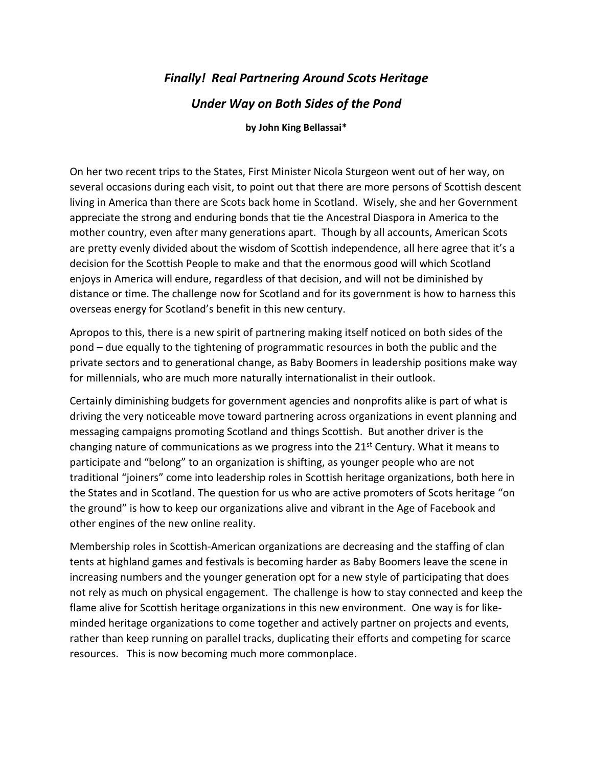# *Finally! Real Partnering Around Scots Heritage Under Way on Both Sides of the Pond*

**by John King Bellassai***

On her two recent trips to the States, First Minister Nicola Sturgeon went out of her way, on several occasions during each visit, to point out that there are more persons of Scottish descent living in America than there are Scots back home in Scotland. Wisely, she and her Government appreciate the strong and enduring bonds that tie the Ancestral Diaspora in America to the mother country, even after many generations apart. Though by all accounts, American Scots are pretty evenly divided about the wisdom of Scottish independence, all here agree that it's a decision for the Scottish People to make and that the enormous good will which Scotland enjoys in America will endure, regardless of that decision, and will not be diminished by distance or time. The challenge now for Scotland and for its government is how to harness this overseas energy for Scotland's benefit in this new century.

Apropos to this, there is a new spirit of partnering making itself noticed on both sides of the pond – due equally to the tightening of programmatic resources in both the public and the private sectors and to generational change, as Baby Boomers in leadership positions make way for millennials, who are much more naturally internationalist in their outlook.

Certainly diminishing budgets for government agencies and nonprofits alike is part of what is driving the very noticeable move toward partnering across organizations in event planning and messaging campaigns promoting Scotland and things Scottish. But another driver is the changing nature of communications as we progress into the 21st Century. What it means to participate and "belong" to an organization is shifting, as younger people who are not traditional "joiners" come into leadership roles in Scottish heritage organizations, both here in the States and in Scotland. The question for us who are active promoters of Scots heritage "on the ground" is how to keep our organizations alive and vibrant in the Age of Facebook and other engines of the new online reality.

Membership roles in Scottish-American organizations are decreasing and the staffing of clan tents at highland games and festivals is becoming harder as Baby Boomers leave the scene in increasing numbers and the younger generation opt for a new style of participating that does not rely as much on physical engagement. The challenge is how to stay connected and keep the flame alive for Scottish heritage organizations in this new environment. One way is for like-minded heritage organizations to come together and actively partner on projects and events, rather than keep running on parallel tracks, duplicating their efforts and competing for scarce resources. This is now becoming much more commonplace.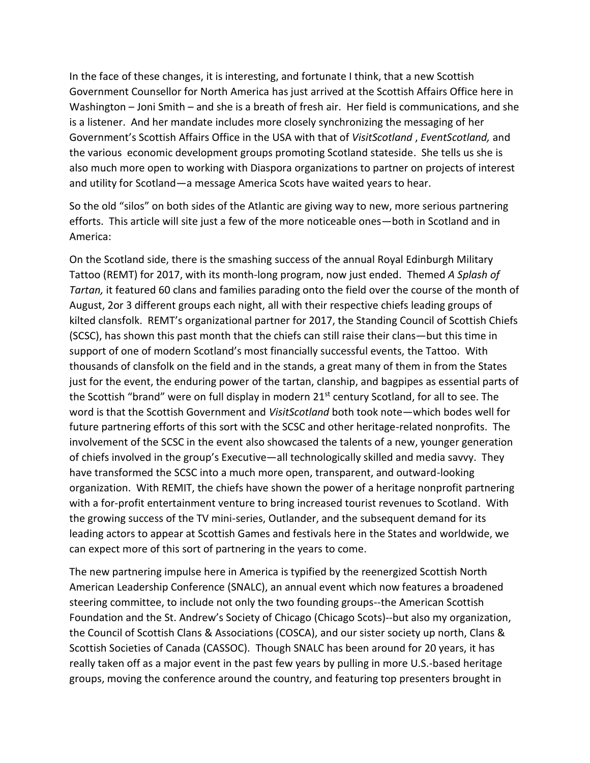In the face of these changes, it is interesting, and fortunate I think, that a new Scottish Government Counsellor for North America has just arrived at the Scottish Affairs Office here in Washington – Joni Smith – and she is a breath of fresh air. Her field is communications, and she is a listener. And her mandate includes more closely synchronizing the messaging of her Government's Scottish Affairs Office in the USA with that of *VisitScotland* , *EventScotland,* and the various economic development groups promoting Scotland stateside. She tells us she is also much more open to working with Diaspora organizations to partner on projects of interest and utility for Scotland—a message America Scots have waited years to hear.

So the old "silos" on both sides of the Atlantic are giving way to new, more serious partnering efforts. This article will site just a few of the more noticeable ones—both in Scotland and in America:

On the Scotland side, there is the smashing success of the annual Royal Edinburgh Military Tattoo (REMT) for 2017, with its month-long program, now just ended. Themed *A Splash of Tartan,* it featured 60 clans and families parading onto the field over the course of the month of August, 2or 3 different groups each night, all with their respective chiefs leading groups of kilted clansfolk. REMT's organizational partner for 2017, the Standing Council of Scottish Chiefs (SCSC), has shown this past month that the chiefs can still raise their clans—but this time in support of one of modern Scotland's most financially successful events, the Tattoo. With thousands of clansfolk on the field and in the stands, a great many of them in from the States just for the event, the enduring power of the tartan, clanship, and bagpipes as essential parts of the Scottish "brand" were on full display in modern 21st century Scotland, for all to see. The word is that the Scottish Government and *VisitScotland* both took note—which bodes well for future partnering efforts of this sort with the SCSC and other heritage-related nonprofits. The involvement of the SCSC in the event also showcased the talents of a new, younger generation of chiefs involved in the group's Executive—all technologically skilled and media savvy. They have transformed the SCSC into a much more open, transparent, and outward-looking organization. With REMIT, the chiefs have shown the power of a heritage nonprofit partnering with a for-profit entertainment venture to bring increased tourist revenues to Scotland. With the growing success of the TV mini-series, Outlander, and the subsequent demand for its leading actors to appear at Scottish Games and festivals here in the States and worldwide, we can expect more of this sort of partnering in the years to come.

The new partnering impulse here in America is typified by the reenergized Scottish North American Leadership Conference (SNALC), an annual event which now features a broadened steering committee, to include not only the two founding groups--the American Scottish Foundation and the St. Andrew's Society of Chicago (Chicago Scots)--but also my organization, the Council of Scottish Clans & Associations (COSCA), and our sister society up north, Clans & Scottish Societies of Canada (CASSOC). Though SNALC has been around for 20 years, it has really taken off as a major event in the past few years by pulling in more U.S.-based heritage groups, moving the conference around the country, and featuring top presenters brought in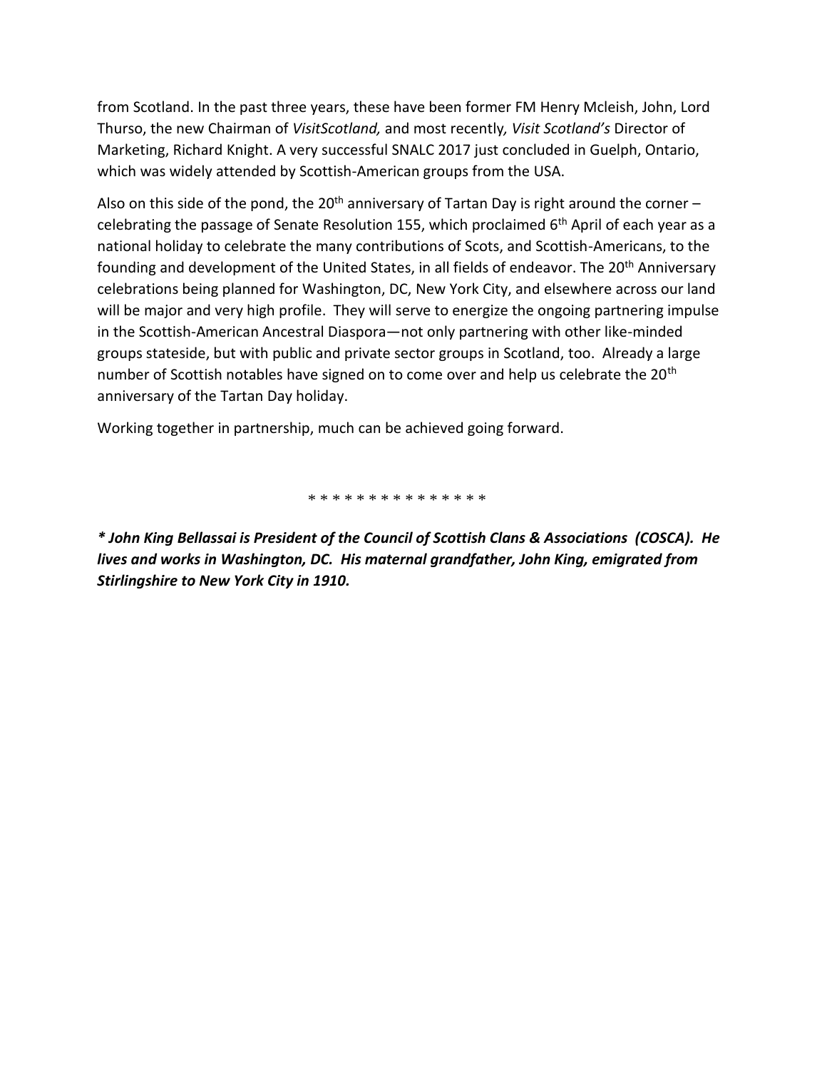from Scotland. In the past three years, these have been former FM Henry Mcleish, John, Lord Thurso, the new Chairman of *VisitScotland,* and most recently*, Visit Scotland's* Director of Marketing, Richard Knight. A very successful SNALC 2017 just concluded in Guelph, Ontario, which was widely attended by Scottish-American groups from the USA.

Also on this side of the pond, the 20th anniversary of Tartan Day is right around the corner – celebrating the passage of Senate Resolution 155, which proclaimed 6th April of each year as a national holiday to celebrate the many contributions of Scots, and Scottish-Americans, to the founding and development of the United States, in all fields of endeavor. The 20th Anniversary celebrations being planned for Washington, DC, New York City, and elsewhere across our land will be major and very high profile. They will serve to energize the ongoing partnering impulse in the Scottish-American Ancestral Diaspora—not only partnering with other like-minded groups stateside, but with public and private sector groups in Scotland, too. Already a large number of Scottish notables have signed on to come over and help us celebrate the 20th anniversary of the Tartan Day holiday.

Working together in partnership, much can be achieved going forward.

* * * * * * * * * * * * * * *

***\* John King Bellassai is President of the Council of Scottish Clans & Associations (COSCA). He lives and works in Washington, DC. His maternal grandfather, John King, emigrated from Stirlingshire to New York City in 1910.***